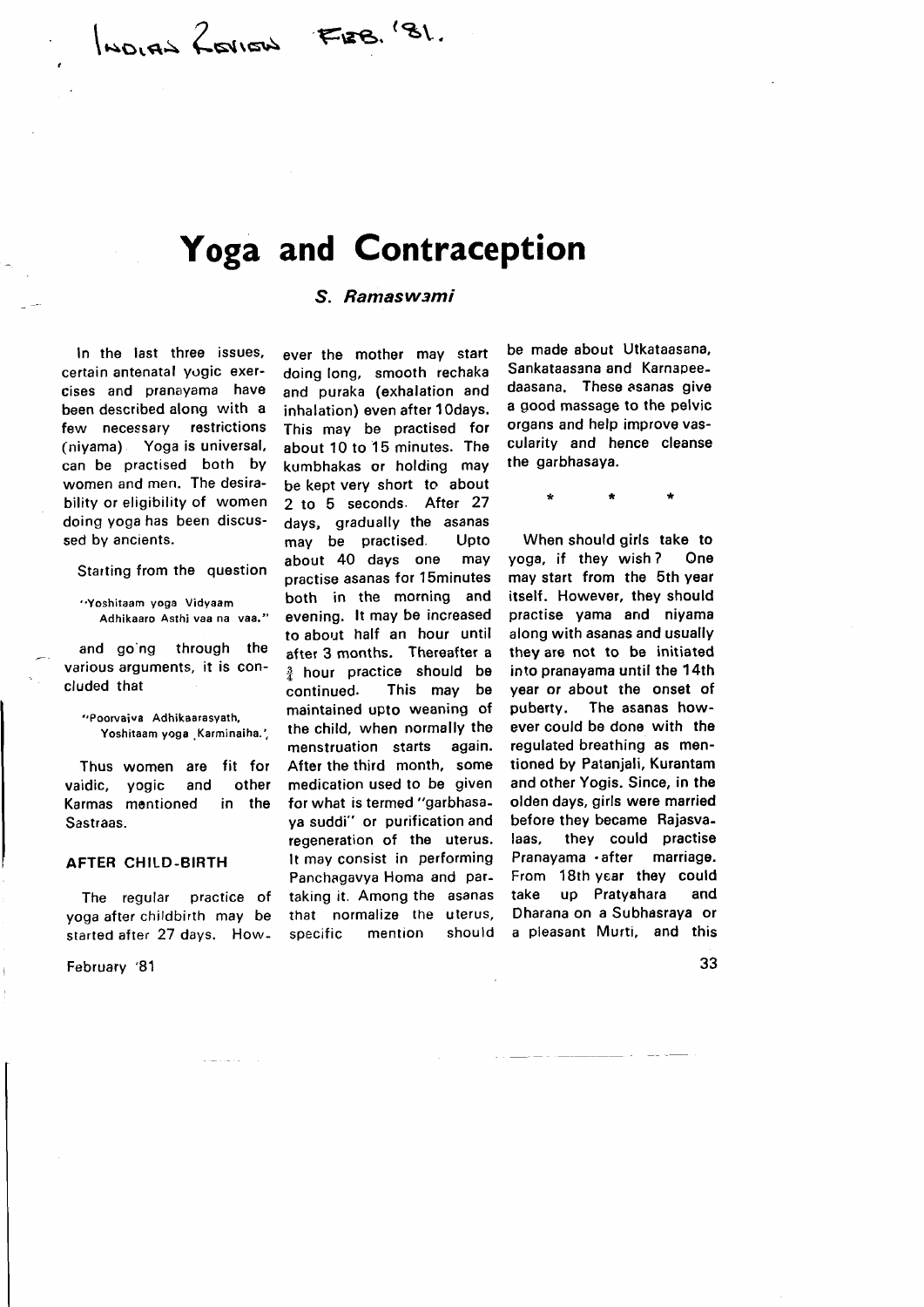# Yoga and Contraception

*S. Ramaswami*

In the last three issues, certain antenatal yogic exercises and pranayama have been described along with a few necessary restrictions (niyama). Yoga is universal, can be practised both by women and men. The desirability or eligibility of women doing yoga has been discussed by ancients.

Starting from the question

> "Yoshitaam yoga Vidyaam
> Adhikaaro Asthi vaa na vaa."

and going through the various arguments, it is concluded that

> "Poorvaiva Adhikaarasyath,
> Yoshitaam yoga Karminaiha."

Thus women are fit for vaidic, yogic and other Karmas mentioned in the Sastraas.

## AFTER CHILD-BIRTH

The regular practice of yoga after childbirth may be started after 27 days. However the mother may start doing long, smooth rechaka and puraka (exhalation and inhalation) even after 10days. This may be practised for about 10 to 15 minutes. The kumbhakas or holding may be kept very short to about 2 to 5 seconds. After 27 days, gradually the asanas may be practised. Upto about 40 days one may practise asanas for 15minutes both in the morning and evening. It may be increased to about half an hour until after 3 months. Thereafter a ¾ hour practice should be continued. This may be maintained upto weaning of the child, when normally the menstruation starts again. After the third month, some medication used to be given for what is termed "garbhasaya suddi" or purification and regeneration of the uterus. It may consist in performing Panchagavya Homa and partaking it. Among the asanas that normalize the uterus, specific mention should be made about Utkataasana, Sankataasana and Karnapeedaasana. These asanas give a good massage to the pelvic organs and help improve vascularity and hence cleanse the garbhasaya.

\* \* \*

When should girls take to yoga, if they wish? One may start from the 5th year itself. However, they should practise yama and niyama along with asanas and usually they are not to be initiated into pranayama until the 14th year or about the onset of puberty. The asanas however could be done with the regulated breathing as mentioned by Patanjali, Kurantam and other Yogis. Since, in the olden days, girls were married before they became Rajasvalaas, they could practise Pranayama after marriage. From 18th year they could take up Pratyahara and Dharana on a Subhasraya or a pleasant Murti, and this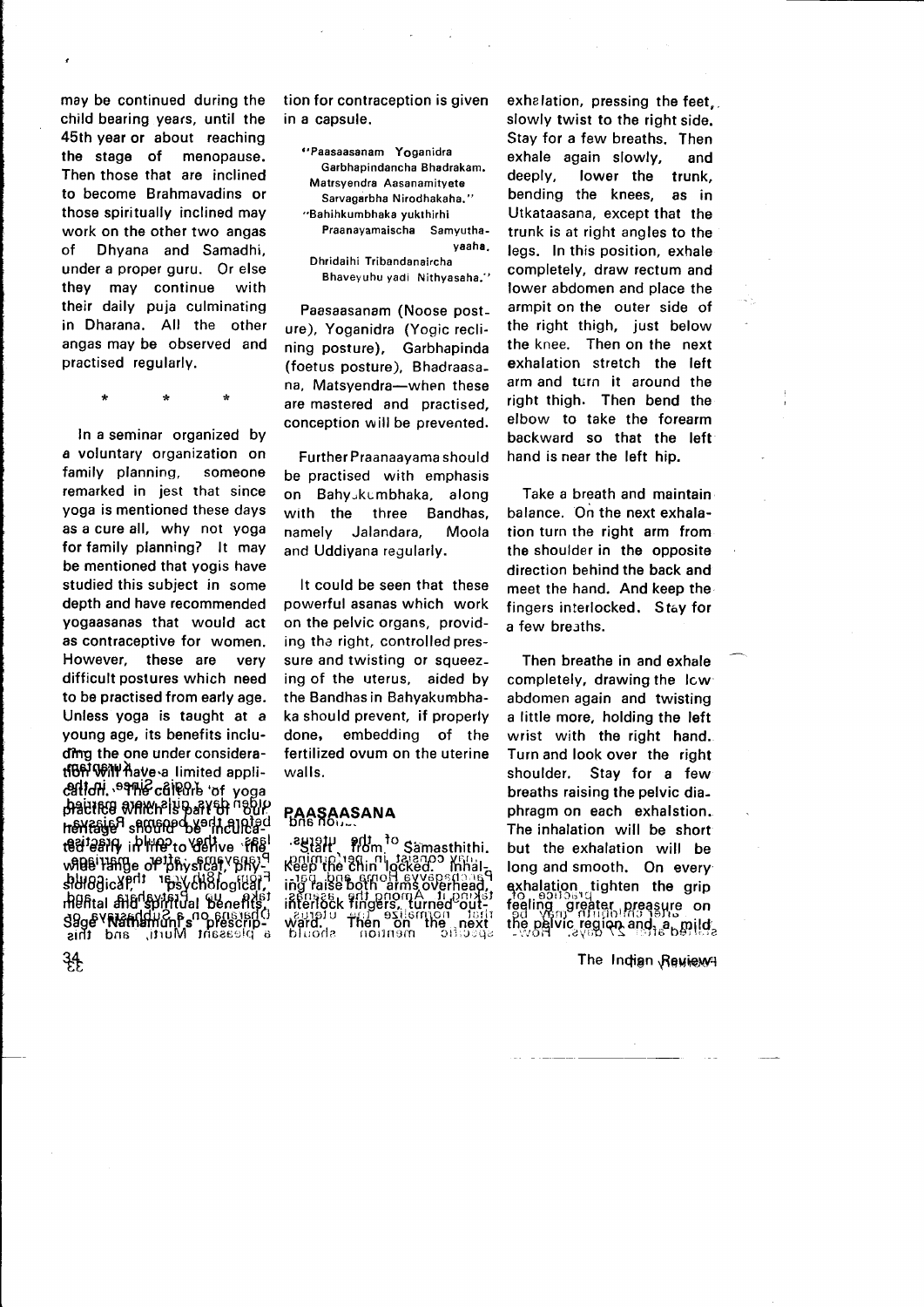may be continued during the child bearing years, until the 45th year or about reaching the stage of menopause. Then those that are inclined to become Brahmavadins or those spiritually inclined may work on the other two angas of Dhyana and Samadhi, under a proper guru. Or else they may continue with their daily puja culminating in Dharana. All the other angas may be observed and practised regularly.

\* \* \*

In a seminar organized by a voluntary organization on family planning, someone remarked in jest that since yoga is mentioned these days as a cure all, why not yoga for family planning? It may be mentioned that yogis have studied this subject in some depth and have recommended yogaasanas that would act as contraceptive for women. However, these are very difficult postures which need to be practised from early age. Unless yoga is taught at a young age, its benefits including the one under consideration will have a limited application. The culture of yoga practice which is part of our heritage should be inculcated early in life to derive the wide range of physical, physiological, psychological, mental and spiritual benefits. Sage Nathamuni's prescription for contraception is given in a capsule.

"Paasaasanam Yoganidra
Garbhapindancha Bhadrakam.
Matrsyendra Aasanamityete
Sarvagarbha Nirodhakaha."
"Bahihkumbhaka yukthirhi
Praanayamaischa Samyuthayaaha.
Dhridaihi Tribandanaircha
Bhaveyuhu yadi Nithyasaha."

Paasaasanam (Noose posture), Yoganidra (Yogic reclining posture), Garbhapinda (foetus posture), Bhadraasana, Matsyendra—when these are mastered and practised, conception will be prevented.

Further Praanaayama should be practised with emphasis on Bahyakumbhaka, along with the three Bandhas, namely Jalandara, Moola and Uddiyana regularly.

It could be seen that these powerful asanas which work on the pelvic organs, providing the right, controlled pressure and twisting or squeezing of the uterus, aided by the Bandhas in Bahyakumbhaka should prevent, if properly done, embedding of the fertilized ovum on the uterine walls.

## PAASAASANA

Start from Samasthithi. Keep the chin locked. Inhaling raise both arms overhead, interlock fingers, turned outward. Then on the next exhalation, pressing the feet, slowly twist to the right side. Stay for a few breaths. Then exhale again slowly, and deeply, lower the trunk, bending the knees, as in Utkataasana, except that the trunk is at right angles to the legs. In this position, exhale completely, draw rectum and lower abdomen and place the armpit on the outer side of the right thigh, just below the knee. Then on the next exhalation stretch the left arm and turn it around the right thigh. Then bend the elbow to take the forearm backward so that the left hand is near the left hip.

Take a breath and maintain balance. On the next exhalation turn the right arm from the shoulder in the opposite direction behind the back and meet the hand. And keep the fingers interlocked. Stay for a few breaths.

Then breathe in and exhale completely, drawing the low abdomen again and twisting a little more, holding the left wrist with the right hand. Turn and look over the right shoulder. Stay for a few breaths raising the pelvic diaphragm on each exhalation. The inhalation will be short but the exhalation will be long and smooth. On every exhalation tighten the grip feeling greater pressure on the pelvic region and a mild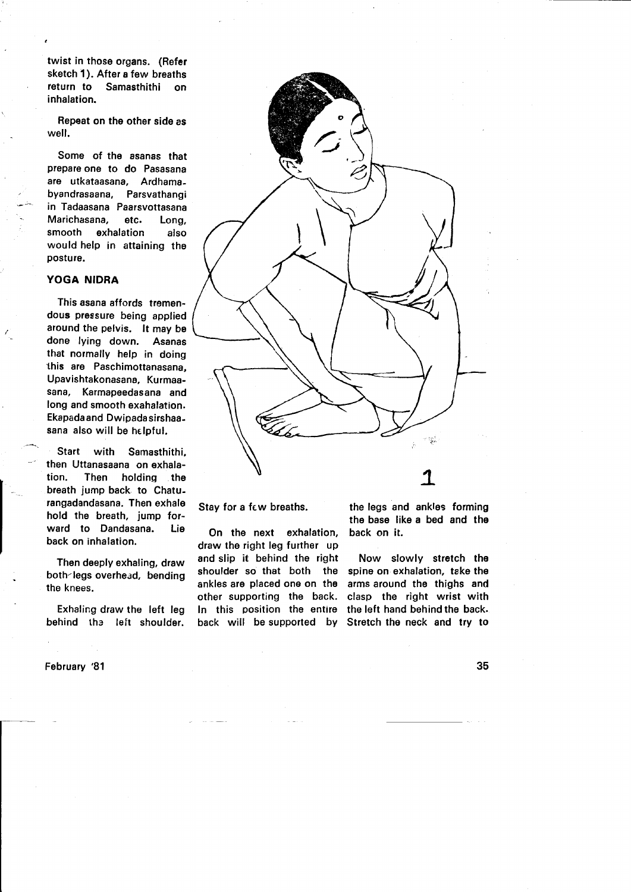twist in those organs. (Refer sketch 1). After a few breaths return to Samasthithi on inhalation.

Repeat on the other side as well.

Some of the asanas that prepare one to do Pasasana are utkataasana, Ardhamabyandrasaana, Parsvathangi in Tadaasana Paarsvottasana Marichasana, etc. Long, smooth exhalation also would help in attaining the posture.

## YOGA NIDRA

This asana affords tremendous pressure being applied around the pelvis. It may be done lying down. Asanas that normally help in doing this are Paschimottanasana, Upavishtakonasana, Kurmaasana, Karmapeedasana and long and smooth exahalation. Ekapada and Dwipada sirshaasana also will be helpful.

Start with Samasthithi, then Uttanasaana on exhalation. Then holding the breath jump back to Chaturangadandasana. Then exhale hold the breath, jump forward to Dandasana. Lie back on inhalation.

Then deeply exhaling, draw both legs overhead, bending the knees.

Exhaling draw the left leg behind the left shoulder. Stay for a few breaths.

On the next exhalation, draw the right leg further up and slip it behind the right shoulder so that both the ankles are placed one on the other supporting the back. In this position the entire back will be supported by the legs and ankles forming the base like a bed and the back on it.

Now slowly stretch the spine on exhalation, take the arms around the thighs and clasp the right wrist with the left hand behind the back. Stretch the neck and try to

1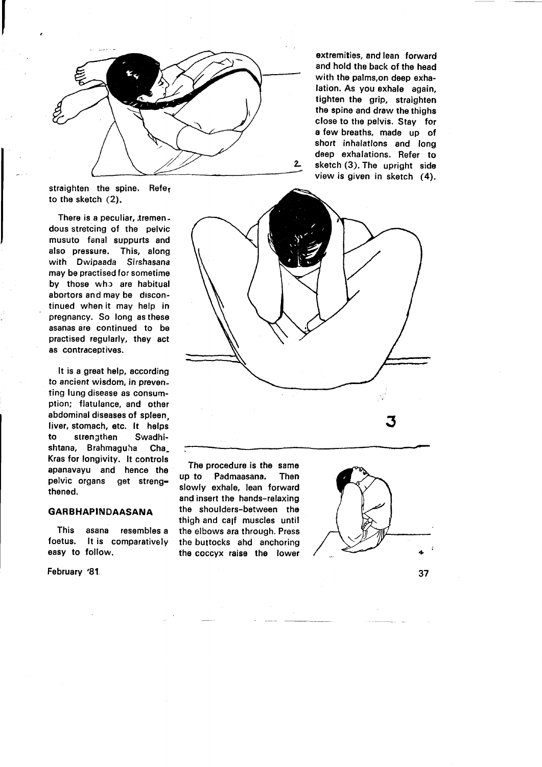extremities, and lean forward and hold the back of the head with the palms,on deep exhalation. As you exhale again, tighten the grip, straighten the spine and draw the thighs close to the pelvis. Stay for a few breaths, made up of short inhalations and long deep exhalations. Refer to sketch (3). The upright side view is given in sketch (4).

straighten the spine. Refer to the sketch (2).

There is a peculiar, tremendous stretcing of the pelvic musuto fanal suppurts and also pressure. This, along with Dwipaada Sirshasana may be practised for sometime by those who are habitual abortors and may be discontinued when it may help in pregnancy. So long as these asanas are continued to be practised regularly, they act as contraceptives.

It is a great help, according to ancient wisdom, in preventing lung disease as consumption; flatulance, and other abdominal diseases of spleen, liver, stomach, etc. It helps to strengthen Swadhishtana, Brahmaguha Cha_Kras for longivity. It controls apanavayu and hence the pelvic organs get strengthened.

## GARBHAPINDAASANA

This asana resembles a foetus. It is comparatively easy to follow.

The procedure is the same up to Padmaasana. Then slowly exhale, lean forward and insert the hands-relaxing the shoulders-between the thigh and calf muscles until the elbows ara through. Press the buttocks ahd anchoring the coccyx raise the lower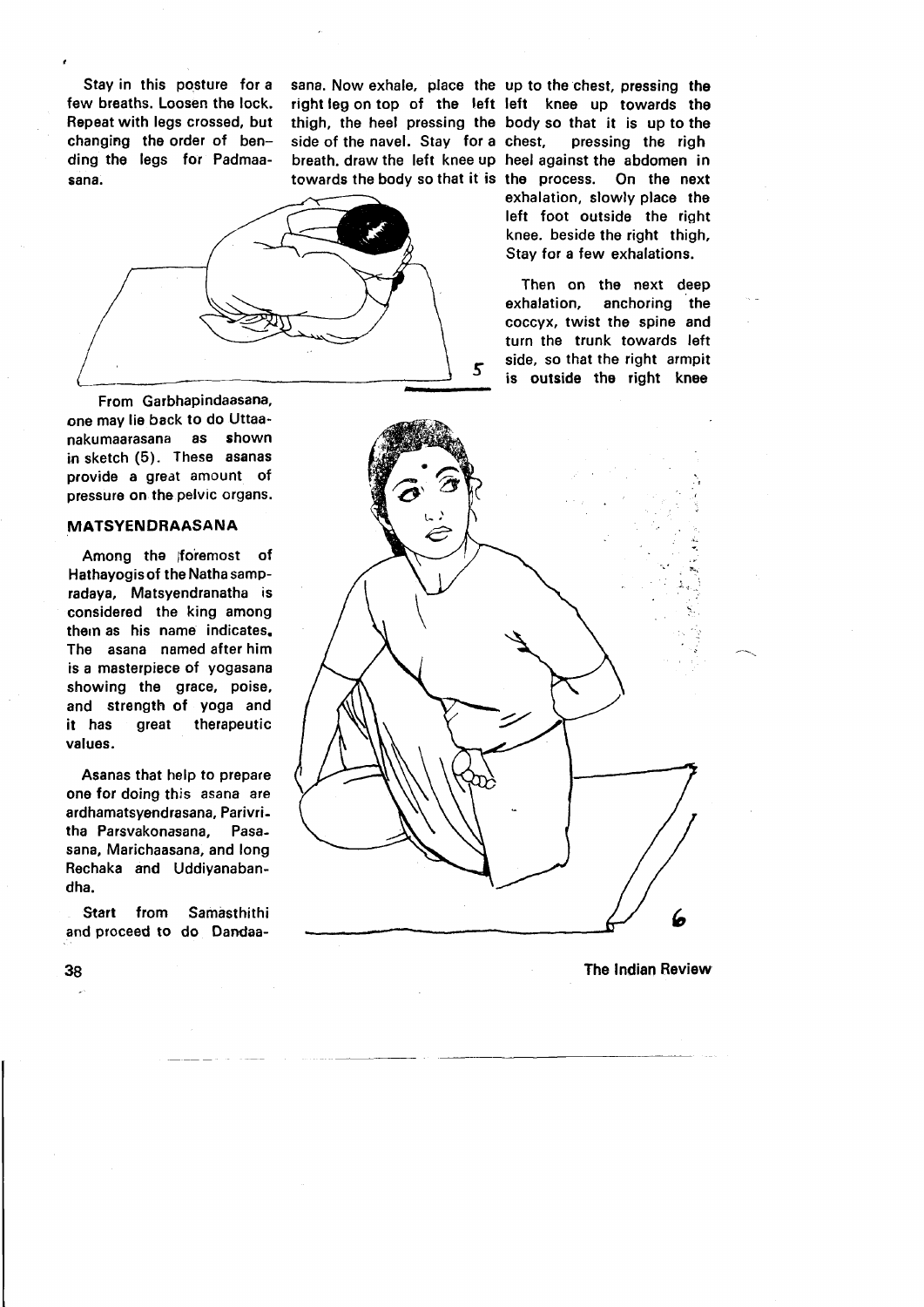Stay in this posture for a few breaths. Loosen the lock. Repeat with legs crossed, but changing the order of bending the legs for Padmaasana.

From Garbhapindaasana, one may lie back to do Uttaanakumaarasana as shown in sketch (5). These asanas provide a great amount of pressure on the pelvic organs.

## MATSYENDRAASANA

Among the foremost of Hathayogis of the Natha sampradaya, Matsyendranatha is considered the king among them as his name indicates. The asana named after him is a masterpiece of yogasana showing the grace, poise, and strength of yoga and it has great therapeutic values.

Asanas that help to prepare one for doing this asana are ardhamatsyendrasana, Parivritha Parsvakonasana, Pasasana, Marichaasana, and long Rechaka and Uddiyanabandha.

Start from Samasthithi and proceed to do Dandaasana. Now exhale, place the right leg on top of the left thigh, the heel pressing the side of the navel. Stay for a breath. draw the left knee up towards the body so that it is up to the chest, pressing the left knee up towards the body so that it is up to the chest, pressing the righ heel against the abdomen in the process. On the next exhalation, slowly place the left foot outside the right knee. beside the right thigh, Stay for a few exhalations.

Then on the next deep exhalation, anchoring the coccyx, twist the spine and turn the trunk towards left side, so that the right armpit is outside the right knee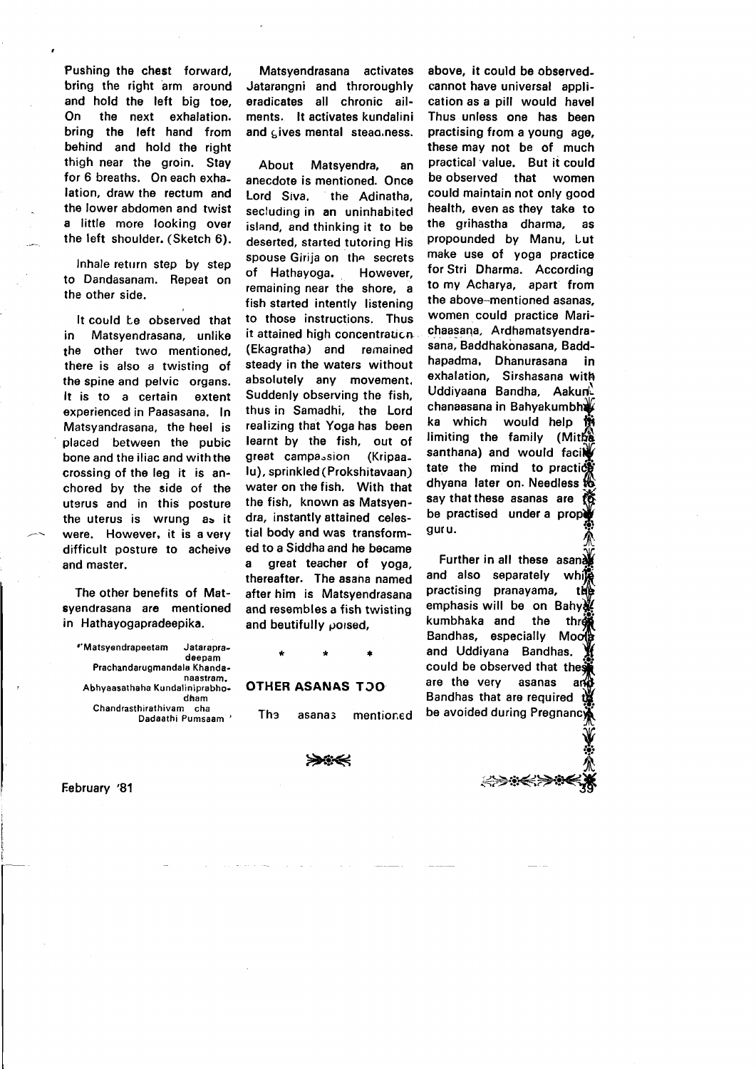Pushing the chest forward, bring the right arm around and hold the left big toe, On the next exhalation. bring the left hand from behind and hold the right thigh near the groin. Stay for 6 breaths. On each exhalation, draw the rectum and the lower abdomen and twist a little more looking over the left shoulder. (Sketch 6).

Inhale return step by step to Dandasanam. Repeat on the other side.

It could be observed that in Matsyendrasana, unlike the other two mentioned, there is also a twisting of the spine and pelvic organs. It is to a certain extent experienced in Paasasana. In Matsyandrasana, the heel is placed between the pubic bone and the iliac and with the crossing of the leg it is anchored by the side of the uterus and in this posture the uterus is wrung as it were. However, it is a very difficult posture to acheive and master.

The other benefits of Matsyendrasana are mentioned in Hathayogapradeepika.

"Matsyendrapeetam Jataraprадeepam
Prachandarugmandala Khandanaastram.
Abhyaasathaha Kundaliniprabhodham
Chandrasthirathivam cha
Dadaathi Pumsaam '

Matsyendrasana activates Jatarangni and throroughly eradicates all chronic ailments. It activates kundalini and gives mental steadiness.

About Matsyendra, an anecdote is mentioned. Once Lord Siva, the Adinatha, secluding in an uninhabited island, and thinking it to be deserted, started tutoring His spouse Girija on the secrets of Hathayoga. However, remaining near the shore, a fish started intently listening to those instructions. Thus it attained high concentration (Ekagratha) and remained steady in the waters without absolutely any movement. Suddenly observing the fish, thus in Samadhi, the Lord realizing that Yoga has been learnt by the fish, out of great campassion (Kripaalu), sprinkled (Prokshitavaan) water on the fish. With that the fish, known as Matsyendra, instantly attained celestial body and was transformed to a Siddha and he became a great teacher of yoga, thereafter. The asana named after him is Matsyendrasana and resembles a fish twisting and beutifully poised,

\* \* \*

## OTHER ASANAS TOO

The asanas mentioned above, it could be observed cannot have universal application as a pill would have! Thus unless one has been practising from a young age, these may not be of much practical value. But it could be observed that women could maintain not only good health, even as they take to the grihastha dharma, as propounded by Manu, but make use of yoga practice for Stri Dharma. According to my Acharya, apart from the above-mentioned asanas, women could practice Marichaasana, Ardhamatsyendrasana, Baddhakonasana, Baddhapadma, Dhanurasana in exhalation, Sirshasana with Uddiyaana Bandha, Aakunchanaasana in Bahyakumbhaka which would help in limiting the family (Mitha santhana) and would facilitate the mind to practice dhyana later on. Needless to say that these asanas are to be practised under a proper guru.

Further in all these asanas and also separately while practising pranayama, the emphasis will be on Bahyakumbhaka and the three Bandhas, especially Moola and Uddiyana Bandhas. It could be observed that these are the very asanas and Bandhas that are required to be avoided during Pregnancy.